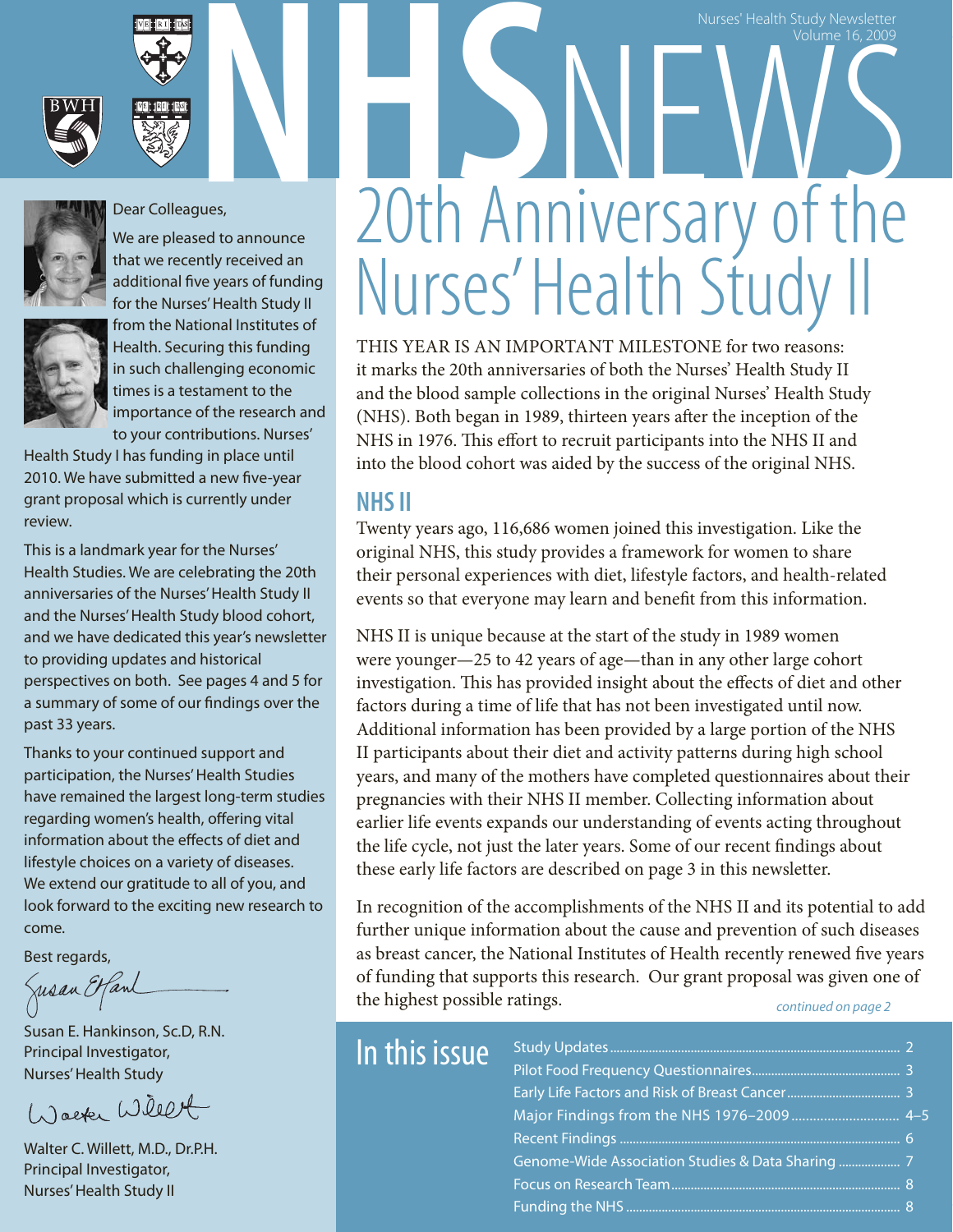# NHS NEWS

Nurses' Health Study Newsletter
Volume 16, 2009

# 20th Anniversary of the Nurses' Health Study II

THIS YEAR IS AN IMPORTANT MILESTONE for two reasons: it marks the 20th anniversaries of both the Nurses' Health Study II and the blood sample collections in the original Nurses' Health Study (NHS). Both began in 1989, thirteen years after the inception of the NHS in 1976. This effort to recruit participants into the NHS II and into the blood cohort was aided by the success of the original NHS.

## NHS II

Twenty years ago, 116,686 women joined this investigation. Like the original NHS, this study provides a framework for women to share their personal experiences with diet, lifestyle factors, and health-related events so that everyone may learn and benefit from this information.

NHS II is unique because at the start of the study in 1989 women were younger—25 to 42 years of age—than in any other large cohort investigation. This has provided insight about the effects of diet and other factors during a time of life that has not been investigated until now. Additional information has been provided by a large portion of the NHS II participants about their diet and activity patterns during high school years, and many of the mothers have completed questionnaires about their pregnancies with their NHS II member. Collecting information about earlier life events expands our understanding of events acting throughout the life cycle, not just the later years. Some of our recent findings about these early life factors are described on page 3 in this newsletter.

In recognition of the accomplishments of the NHS II and its potential to add further unique information about the cause and prevention of such diseases as breast cancer, the National Institutes of Health recently renewed five years of funding that supports this research. Our grant proposal was given one of the highest possible ratings.

*continued on page 2*

---

Dear Colleagues,

We are pleased to announce that we recently received an additional five years of funding for the Nurses' Health Study II from the National Institutes of Health. Securing this funding in such challenging economic times is a testament to the importance of the research and to your contributions. Nurses' Health Study I has funding in place until 2010. We have submitted a new five-year grant proposal which is currently under review.

This is a landmark year for the Nurses' Health Studies. We are celebrating the 20th anniversaries of the Nurses' Health Study II and the Nurses' Health Study blood cohort, and we have dedicated this year's newsletter to providing updates and historical perspectives on both. See pages 4 and 5 for a summary of some of our findings over the past 33 years.

Thanks to your continued support and participation, the Nurses' Health Studies have remained the largest long-term studies regarding women's health, offering vital information about the effects of diet and lifestyle choices on a variety of diseases. We extend our gratitude to all of you, and look forward to the exciting new research to come.

Best regards,

Susan E. Hankinson, Sc.D, R.N.
Principal Investigator,
Nurses' Health Study

Walter C. Willett, M.D., Dr.P.H.
Principal Investigator,
Nurses' Health Study II

---

## In this issue

| | |
|---|---|
| Study Updates | 2 |
| Pilot Food Frequency Questionnaires | 3 |
| Early Life Factors and Risk of Breast Cancer | 3 |
| Major Findings from the NHS 1976–2009 | 4–5 |
| Recent Findings | 6 |
| Genome-Wide Association Studies & Data Sharing | 7 |
| Focus on Research Team | 8 |
| Funding the NHS | 8 |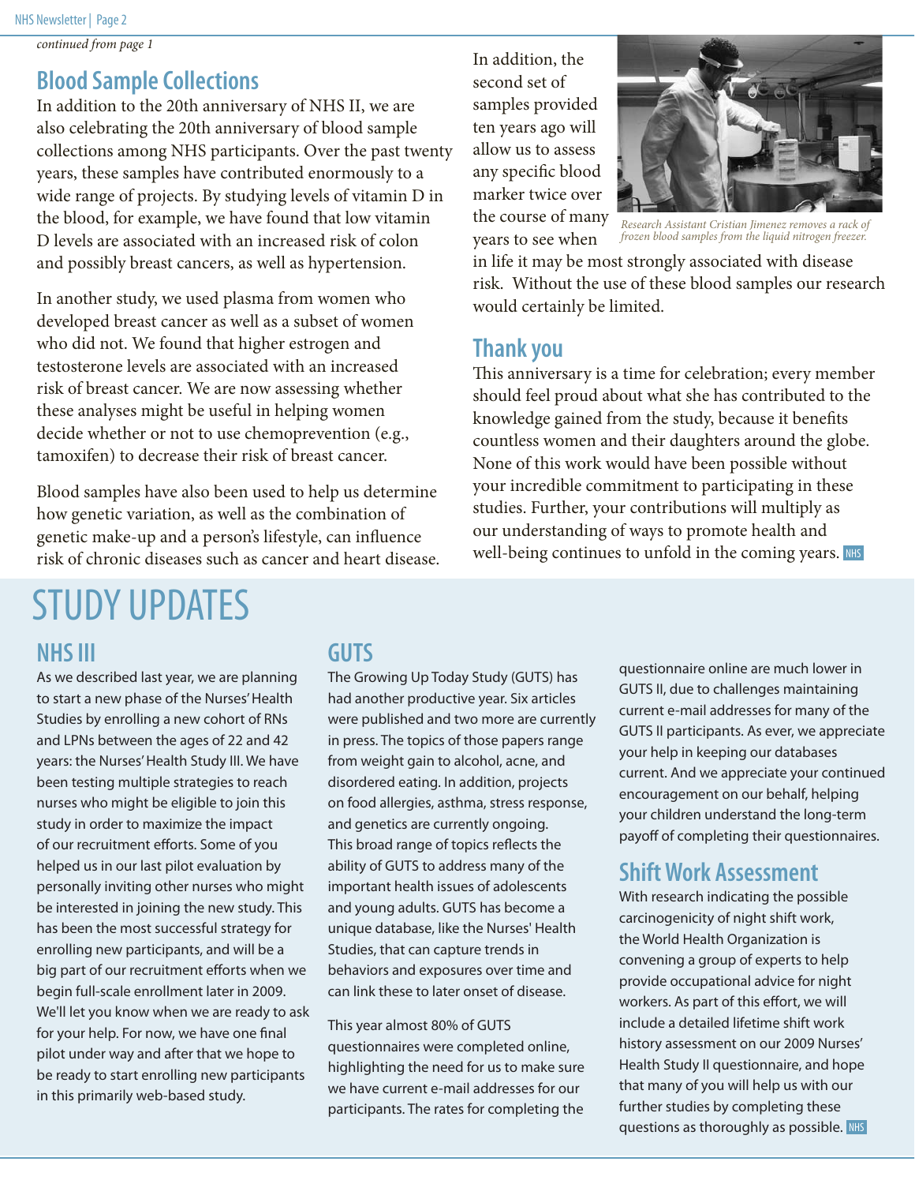*continued from page 1*

## Blood Sample Collections

In addition to the 20th anniversary of NHS II, we are also celebrating the 20th anniversary of blood sample collections among NHS participants. Over the past twenty years, these samples have contributed enormously to a wide range of projects. By studying levels of vitamin D in the blood, for example, we have found that low vitamin D levels are associated with an increased risk of colon and possibly breast cancers, as well as hypertension.

In another study, we used plasma from women who developed breast cancer as well as a subset of women who did not. We found that higher estrogen and testosterone levels are associated with an increased risk of breast cancer. We are now assessing whether these analyses might be useful in helping women decide whether or not to use chemoprevention (e.g., tamoxifen) to decrease their risk of breast cancer.

Blood samples have also been used to help us determine how genetic variation, as well as the combination of genetic make-up and a person's lifestyle, can influence risk of chronic diseases such as cancer and heart disease.

In addition, the second set of samples provided ten years ago will allow us to assess any specific blood marker twice over the course of many years to see when in life it may be most strongly associated with disease risk. Without the use of these blood samples our research would certainly be limited.

*Research Assistant Cristian Jimenez removes a rack of frozen blood samples from the liquid nitrogen freezer.*

## Thank you

This anniversary is a time for celebration; every member should feel proud about what she has contributed to the knowledge gained from the study, because it benefits countless women and their daughters around the globe. None of this work would have been possible without your incredible commitment to participating in these studies. Further, your contributions will multiply as our understanding of ways to promote health and well-being continues to unfold in the coming years. NHS

# STUDY UPDATES

## NHS III

As we described last year, we are planning to start a new phase of the Nurses' Health Studies by enrolling a new cohort of RNs and LPNs between the ages of 22 and 42 years: the Nurses' Health Study III. We have been testing multiple strategies to reach nurses who might be eligible to join this study in order to maximize the impact of our recruitment efforts. Some of you helped us in our last pilot evaluation by personally inviting other nurses who might be interested in joining the new study. This has been the most successful strategy for enrolling new participants, and will be a big part of our recruitment efforts when we begin full-scale enrollment later in 2009. We'll let you know when we are ready to ask for your help. For now, we have one final pilot under way and after that we hope to be ready to start enrolling new participants in this primarily web-based study.

## GUTS

The Growing Up Today Study (GUTS) has had another productive year. Six articles were published and two more are currently in press. The topics of those papers range from weight gain to alcohol, acne, and disordered eating. In addition, projects on food allergies, asthma, stress response, and genetics are currently ongoing. This broad range of topics reflects the ability of GUTS to address many of the important health issues of adolescents and young adults. GUTS has become a unique database, like the Nurses' Health Studies, that can capture trends in behaviors and exposures over time and can link these to later onset of disease.

This year almost 80% of GUTS questionnaires were completed online, highlighting the need for us to make sure we have current e-mail addresses for our participants. The rates for completing the questionnaire online are much lower in GUTS II, due to challenges maintaining current e-mail addresses for many of the GUTS II participants. As ever, we appreciate your help in keeping our databases current. And we appreciate your continued encouragement on our behalf, helping your children understand the long-term payoff of completing their questionnaires.

## Shift Work Assessment

With research indicating the possible carcinogenicity of night shift work, the World Health Organization is convening a group of experts to help provide occupational advice for night workers. As part of this effort, we will include a detailed lifetime shift work history assessment on our 2009 Nurses' Health Study II questionnaire, and hope that many of you will help us with our further studies by completing these questions as thoroughly as possible. NHS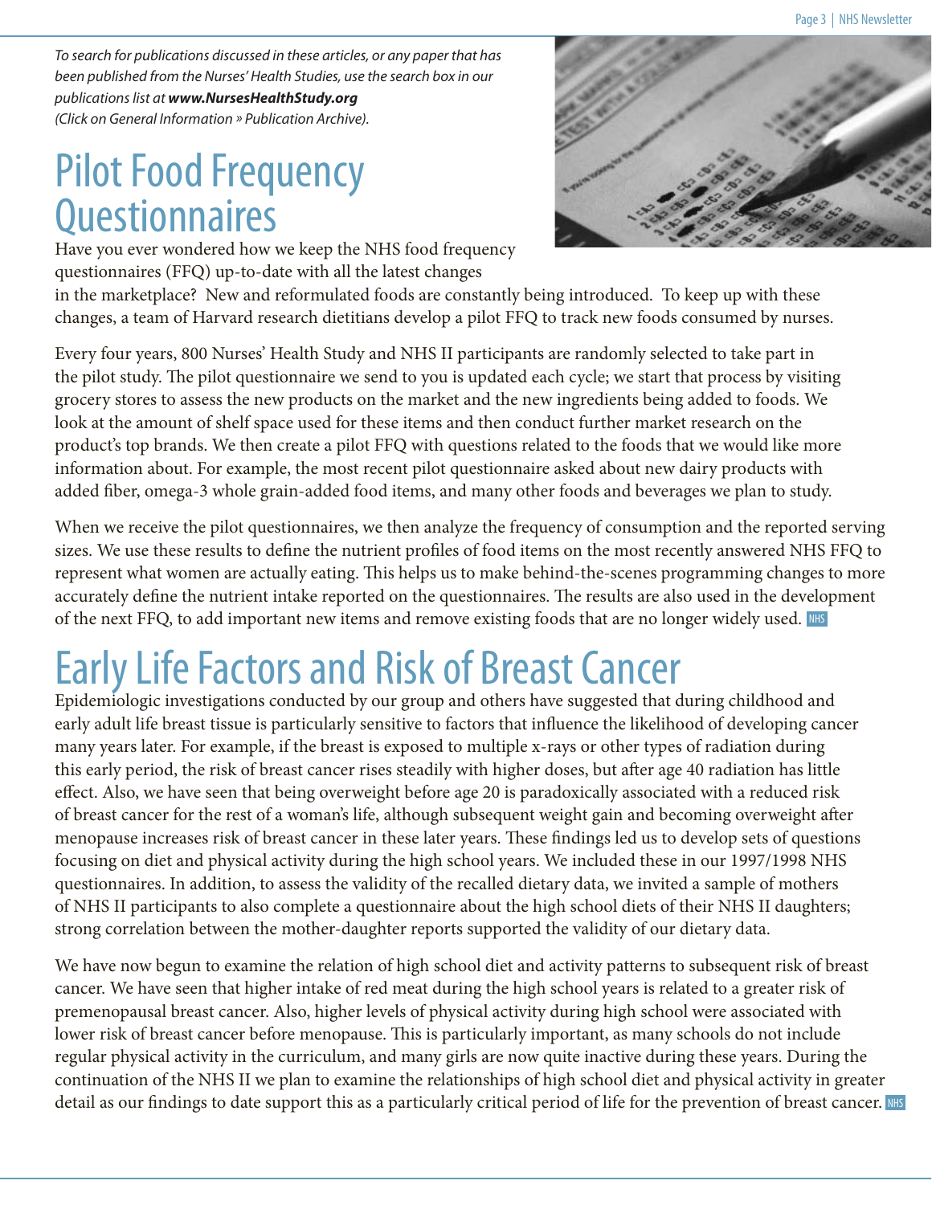*To search for publications discussed in these articles, or any paper that has been published from the Nurses' Health Studies, use the search box in our publications list at **www.NursesHealthStudy.org** (Click on General Information » Publication Archive).*

# Pilot Food Frequency Questionnaires

Have you ever wondered how we keep the NHS food frequency questionnaires (FFQ) up-to-date with all the latest changes in the marketplace? New and reformulated foods are constantly being introduced. To keep up with these changes, a team of Harvard research dietitians develop a pilot FFQ to track new foods consumed by nurses.

Every four years, 800 Nurses' Health Study and NHS II participants are randomly selected to take part in the pilot study. The pilot questionnaire we send to you is updated each cycle; we start that process by visiting grocery stores to assess the new products on the market and the new ingredients being added to foods. We look at the amount of shelf space used for these items and then conduct further market research on the product's top brands. We then create a pilot FFQ with questions related to the foods that we would like more information about. For example, the most recent pilot questionnaire asked about new dairy products with added fiber, omega-3 whole grain-added food items, and many other foods and beverages we plan to study.

When we receive the pilot questionnaires, we then analyze the frequency of consumption and the reported serving sizes. We use these results to define the nutrient profiles of food items on the most recently answered NHS FFQ to represent what women are actually eating. This helps us to make behind-the-scenes programming changes to more accurately define the nutrient intake reported on the questionnaires. The results are also used in the development of the next FFQ, to add important new items and remove existing foods that are no longer widely used. NHS

# Early Life Factors and Risk of Breast Cancer

Epidemiologic investigations conducted by our group and others have suggested that during childhood and early adult life breast tissue is particularly sensitive to factors that influence the likelihood of developing cancer many years later. For example, if the breast is exposed to multiple x-rays or other types of radiation during this early period, the risk of breast cancer rises steadily with higher doses, but after age 40 radiation has little effect. Also, we have seen that being overweight before age 20 is paradoxically associated with a reduced risk of breast cancer for the rest of a woman's life, although subsequent weight gain and becoming overweight after menopause increases risk of breast cancer in these later years. These findings led us to develop sets of questions focusing on diet and physical activity during the high school years. We included these in our 1997/1998 NHS questionnaires. In addition, to assess the validity of the recalled dietary data, we invited a sample of mothers of NHS II participants to also complete a questionnaire about the high school diets of their NHS II daughters; strong correlation between the mother-daughter reports supported the validity of our dietary data.

We have now begun to examine the relation of high school diet and activity patterns to subsequent risk of breast cancer. We have seen that higher intake of red meat during the high school years is related to a greater risk of premenopausal breast cancer. Also, higher levels of physical activity during high school were associated with lower risk of breast cancer before menopause. This is particularly important, as many schools do not include regular physical activity in the curriculum, and many girls are now quite inactive during these years. During the continuation of the NHS II we plan to examine the relationships of high school diet and physical activity in greater detail as our findings to date support this as a particularly critical period of life for the prevention of breast cancer. NHS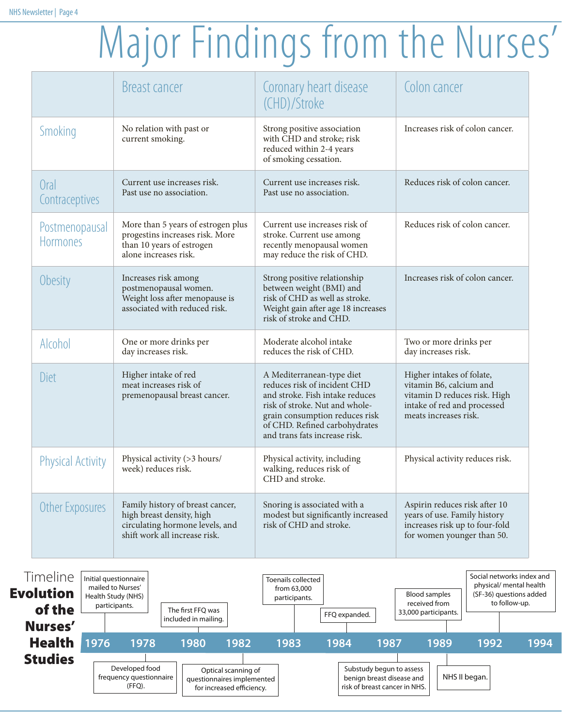# Major Findings from the Nurses'

| | Breast cancer | Coronary heart disease (CHD)/Stroke | Colon cancer |
|---|---|---|---|
| Smoking | No relation with past or current smoking. | Strong positive association with CHD and stroke; risk reduced within 2-4 years of smoking cessation. | Increases risk of colon cancer. |
| Oral Contraceptives | Current use increases risk. Past use no association. | Current use increases risk. Past use no association. | Reduces risk of colon cancer. |
| Postmenopausal Hormones | More than 5 years of estrogen plus progestins increases risk. More than 10 years of estrogen alone increases risk. | Current use increases risk of stroke. Current use among recently menopausal women may reduce the risk of CHD. | Reduces risk of colon cancer. |
| Obesity | Increases risk among postmenopausal women. Weight loss after menopause is associated with reduced risk. | Strong positive relationship between weight (BMI) and risk of CHD as well as stroke. Weight gain after age 18 increases risk of stroke and CHD. | Increases risk of colon cancer. |
| Alcohol | One or more drinks per day increases risk. | Moderate alcohol intake reduces the risk of CHD. | Two or more drinks per day increases risk. |
| Diet | Higher intake of red meat increases risk of premenopausal breast cancer. | A Mediterranean-type diet reduces risk of incident CHD and stroke. Fish intake reduces risk of stroke. Nut and whole-grain consumption reduces risk of CHD. Refined carbohydrates and trans fats increase risk. | Higher intakes of folate, vitamin B6, calcium and vitamin D reduces risk. High intake of red and processed meats increases risk. |
| Physical Activity | Physical activity (>3 hours/ week) reduces risk. | Physical activity, including walking, reduces risk of CHD and stroke. | Physical activity reduces risk. |
| Other Exposures | Family history of breast cancer, high breast density, high circulating hormone levels, and shift work all increase risk. | Snoring is associated with a modest but significantly increased risk of CHD and stroke. | Aspirin reduces risk after 10 years of use. Family history increases risk up to four-fold for women younger than 50. |

## Timeline Evolution of the Nurses' Health Studies

- **1976**: Initial questionnaire mailed to Nurses' Health Study (NHS) participants.
- **1978**: Developed food frequency questionnaire (FFQ).
- **1980**: The first FFQ was included in mailing.
- **1982**: Optical scanning of questionnaires implemented for increased efficiency.
- **1983**: Toenails collected from 63,000 participants.
- **1984**: FFQ expanded.
- **1987**: Substudy begun to assess benign breast disease and risk of breast cancer in NHS.
- **1989**: Blood samples received from 33,000 participants.
- **1989**: NHS II began.
- **1992**: Social networks index and physical/ mental health (SF-36) questions added to follow-up.
- **1994**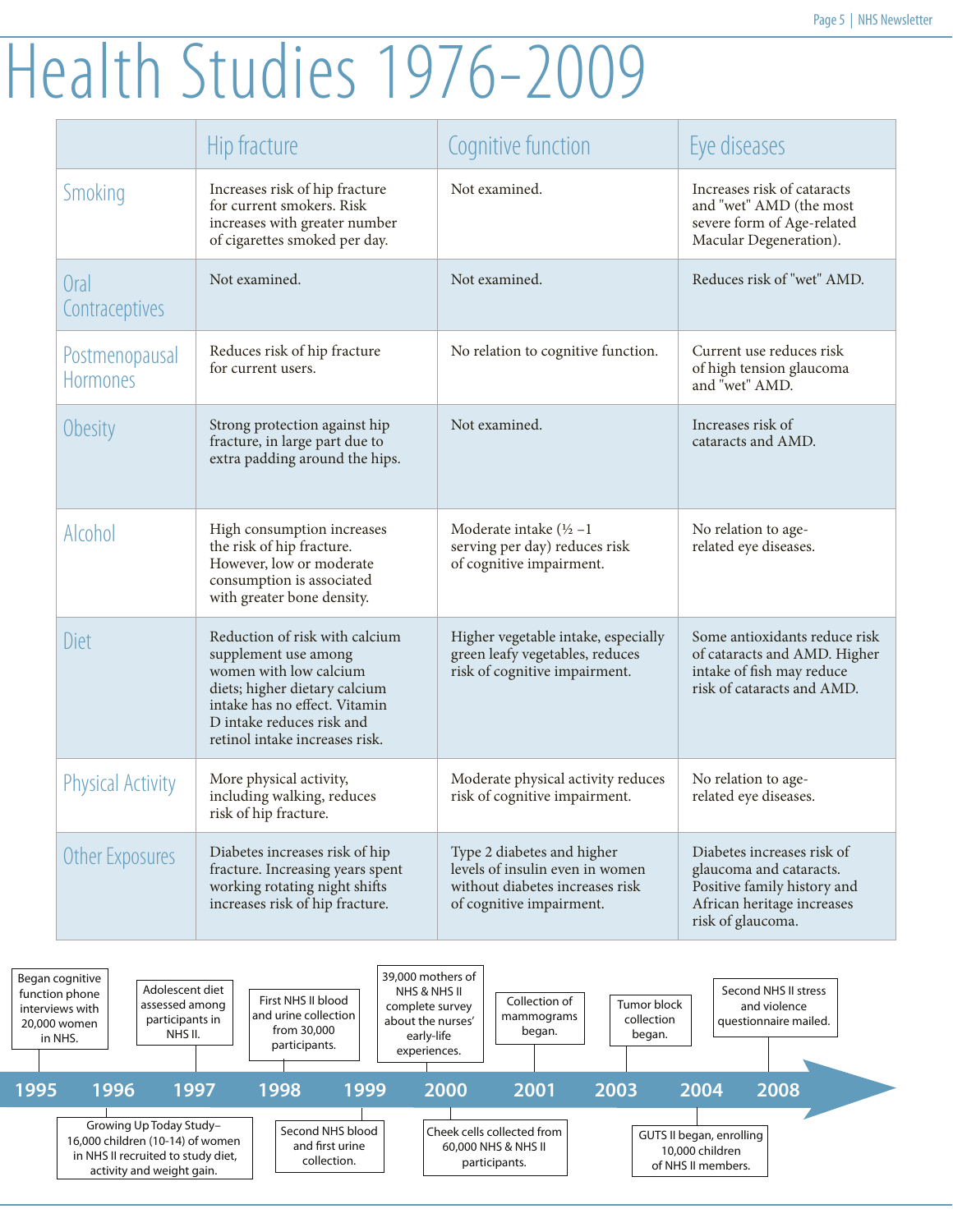# Health Studies 1976–2009

| | Hip fracture | Cognitive function | Eye diseases |
|---|---|---|---|
| Smoking | Increases risk of hip fracture for current smokers. Risk increases with greater number of cigarettes smoked per day. | Not examined. | Increases risk of cataracts and "wet" AMD (the most severe form of Age-related Macular Degeneration). |
| Oral Contraceptives | Not examined. | Not examined. | Reduces risk of "wet" AMD. |
| Postmenopausal Hormones | Reduces risk of hip fracture for current users. | No relation to cognitive function. | Current use reduces risk of high tension glaucoma and "wet" AMD. |
| Obesity | Strong protection against hip fracture, in large part due to extra padding around the hips. | Not examined. | Increases risk of cataracts and AMD. |
| Alcohol | High consumption increases the risk of hip fracture. However, low or moderate consumption is associated with greater bone density. | Moderate intake (½ –1 serving per day) reduces risk of cognitive impairment. | No relation to age-related eye diseases. |
| Diet | Reduction of risk with calcium supplement use among women with low calcium diets; higher dietary calcium intake has no effect. Vitamin D intake reduces risk and retinol intake increases risk. | Higher vegetable intake, especially green leafy vegetables, reduces risk of cognitive impairment. | Some antioxidants reduce risk of cataracts and AMD. Higher intake of fish may reduce risk of cataracts and AMD. |
| Physical Activity | More physical activity, including walking, reduces risk of hip fracture. | Moderate physical activity reduces risk of cognitive impairment. | No relation to age-related eye diseases. |
| Other Exposures | Diabetes increases risk of hip fracture. Increasing years spent working rotating night shifts increases risk of hip fracture. | Type 2 diabetes and higher levels of insulin even in women without diabetes increases risk of cognitive impairment. | Diabetes increases risk of glaucoma and cataracts. Positive family history and African heritage increases risk of glaucoma. |

- **1995**: Began cognitive function phone interviews with 20,000 women in NHS.
- **1996**: Growing Up Today Study– 16,000 children (10-14) of women in NHS II recruited to study diet, activity and weight gain.
- **1997**: Adolescent diet assessed among participants in NHS II.
- **1998**: First NHS II blood and urine collection from 30,000 participants.
- **1999**: Second NHS blood and first urine collection.
- **2000**: 39,000 mothers of NHS & NHS II complete survey about the nurses' early-life experiences.
- **2000**: Cheek cells collected from 60,000 NHS & NHS II participants.
- **2001**: Collection of mammograms began.
- **2003**: Tumor block collection began.
- **2004**: GUTS II began, enrolling 10,000 children of NHS II members.
- **2008**: Second NHS stress and violence questionnaire mailed.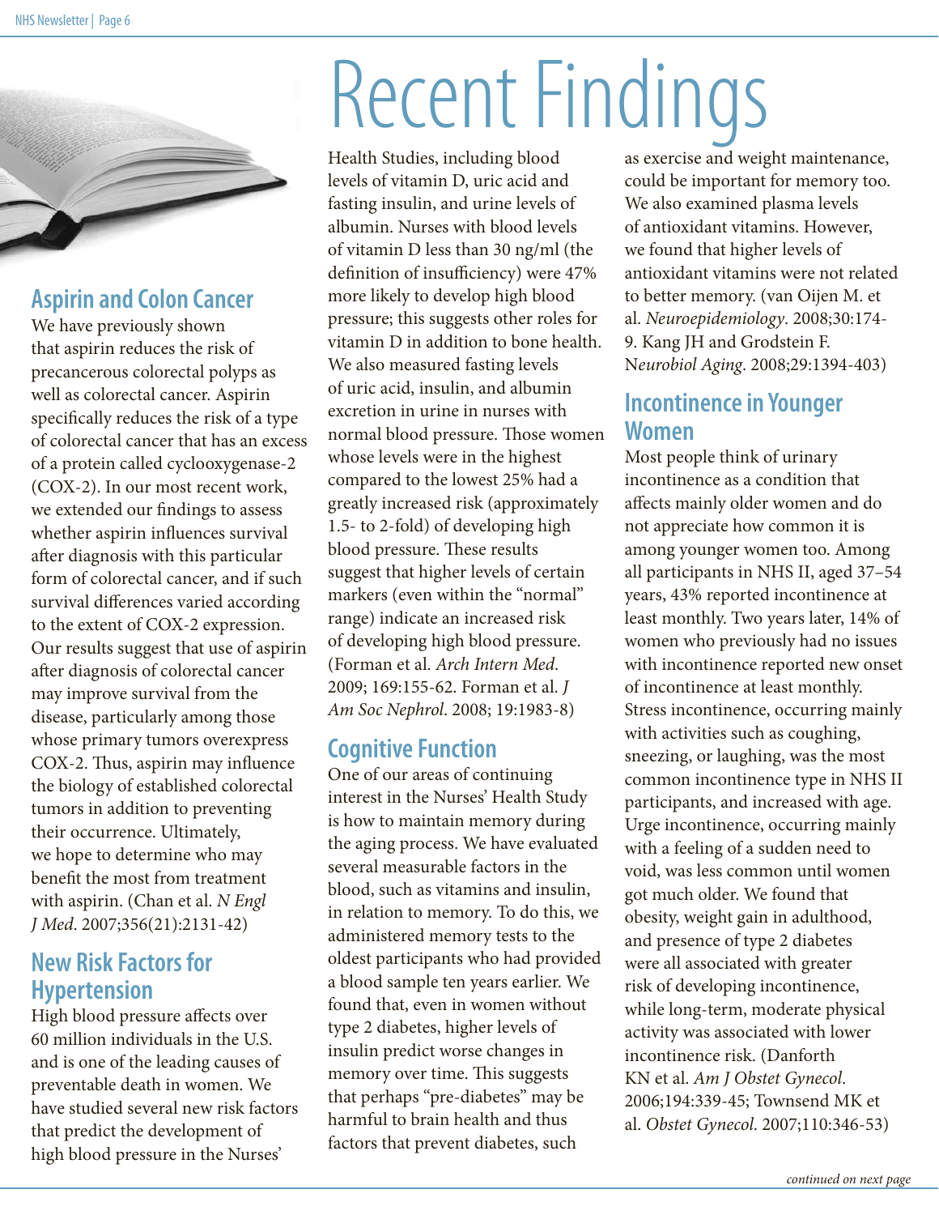# Recent Findings

## Aspirin and Colon Cancer

We have previously shown that aspirin reduces the risk of precancerous colorectal polyps as well as colorectal cancer. Aspirin specifically reduces the risk of a type of colorectal cancer that has an excess of a protein called cyclooxygenase-2 (COX-2). In our most recent work, we extended our findings to assess whether aspirin influences survival after diagnosis with this particular form of colorectal cancer, and if such survival differences varied according to the extent of COX-2 expression. Our results suggest that use of aspirin after diagnosis of colorectal cancer may improve survival from the disease, particularly among those whose primary tumors overexpress COX-2. Thus, aspirin may influence the biology of established colorectal tumors in addition to preventing their occurrence. Ultimately, we hope to determine who may benefit the most from treatment with aspirin. (Chan et al. *N Engl J Med*. 2007;356(21):2131-42)

## New Risk Factors for Hypertension

High blood pressure affects over 60 million individuals in the U.S. and is one of the leading causes of preventable death in women. We have studied several new risk factors that predict the development of high blood pressure in the Nurses' Health Studies, including blood levels of vitamin D, uric acid and fasting insulin, and urine levels of albumin. Nurses with blood levels of vitamin D less than 30 ng/ml (the definition of insufficiency) were 47% more likely to develop high blood pressure; this suggests other roles for vitamin D in addition to bone health. We also measured fasting levels of uric acid, insulin, and albumin excretion in urine in nurses with normal blood pressure. Those women whose levels were in the highest compared to the lowest 25% had a greatly increased risk (approximately 1.5- to 2-fold) of developing high blood pressure. These results suggest that higher levels of certain markers (even within the "normal" range) indicate an increased risk of developing high blood pressure. (Forman et al. *Arch Intern Med*. 2009; 169:155-62. Forman et al. *J Am Soc Nephrol*. 2008; 19:1983-8)

## Cognitive Function

One of our areas of continuing interest in the Nurses' Health Study is how to maintain memory during the aging process. We have evaluated several measurable factors in the blood, such as vitamins and insulin, in relation to memory. To do this, we administered memory tests to the oldest participants who had provided a blood sample ten years earlier. We found that, even in women without type 2 diabetes, higher levels of insulin predict worse changes in memory over time. This suggests that perhaps "pre-diabetes" may be harmful to brain health and thus factors that prevent diabetes, such as exercise and weight maintenance, could be important for memory too. We also examined plasma levels of antioxidant vitamins. However, we found that higher levels of antioxidant vitamins were not related to better memory. (van Oijen M. et al. *Neuroepidemiology*. 2008;30:174-9. Kang JH and Grodstein F. *Neurobiol Aging*. 2008;29:1394-403)

## Incontinence in Younger Women

Most people think of urinary incontinence as a condition that affects mainly older women and do not appreciate how common it is among younger women too. Among all participants in NHS II, aged 37–54 years, 43% reported incontinence at least monthly. Two years later, 14% of women who previously had no issues with incontinence reported new onset of incontinence at least monthly. Stress incontinence, occurring mainly with activities such as coughing, sneezing, or laughing, was the most common incontinence type in NHS II participants, and increased with age. Urge incontinence, occurring mainly with a feeling of a sudden need to void, was less common until women got much older. We found that obesity, weight gain in adulthood, and presence of type 2 diabetes were all associated with greater risk of developing incontinence, while long-term, moderate physical activity was associated with lower incontinence risk. (Danforth KN et al. *Am J Obstet Gynecol*. 2006;194:339-45; Townsend MK et al. *Obstet Gynecol*. 2007;110:346-53)

*continued on next page*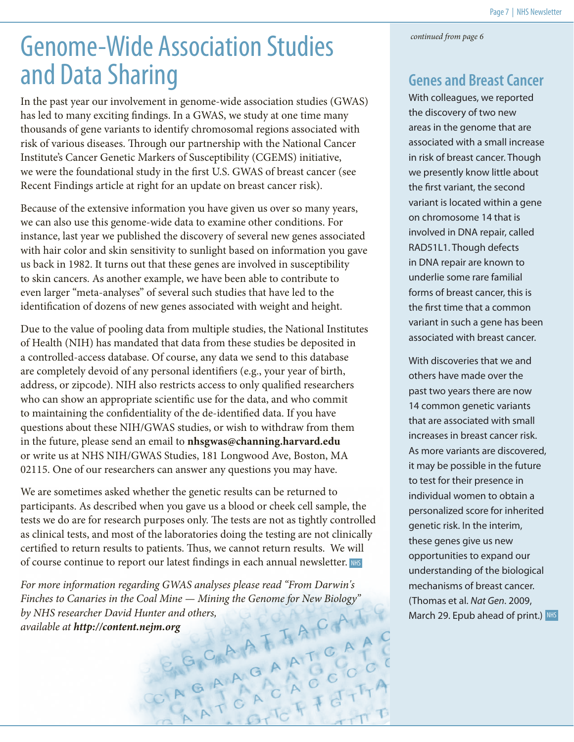# Genome-Wide Association Studies and Data Sharing

In the past year our involvement in genome-wide association studies (GWAS) has led to many exciting findings. In a GWAS, we study at one time many thousands of gene variants to identify chromosomal regions associated with risk of various diseases. Through our partnership with the National Cancer Institute's Cancer Genetic Markers of Susceptibility (CGEMS) initiative, we were the foundational study in the first U.S. GWAS of breast cancer (see Recent Findings article at right for an update on breast cancer risk).

Because of the extensive information you have given us over so many years, we can also use this genome-wide data to examine other conditions. For instance, last year we published the discovery of several new genes associated with hair color and skin sensitivity to sunlight based on information you gave us back in 1982. It turns out that these genes are involved in susceptibility to skin cancers. As another example, we have been able to contribute to even larger "meta-analyses" of several such studies that have led to the identification of dozens of new genes associated with weight and height.

Due to the value of pooling data from multiple studies, the National Institutes of Health (NIH) has mandated that data from these studies be deposited in a controlled-access database. Of course, any data we send to this database are completely devoid of any personal identifiers (e.g., your year of birth, address, or zipcode). NIH also restricts access to only qualified researchers who can show an appropriate scientific use for the data, and who commit to maintaining the confidentiality of the de-identified data. If you have questions about these NIH/GWAS studies, or wish to withdraw from them in the future, please send an email to **nhsgwas@channing.harvard.edu** or write us at NHS NIH/GWAS Studies, 181 Longwood Ave, Boston, MA 02115. One of our researchers can answer any questions you may have.

We are sometimes asked whether the genetic results can be returned to participants. As described when you gave us a blood or cheek cell sample, the tests we do are for research purposes only. The tests are not as tightly controlled as clinical tests, and most of the laboratories doing the testing are not clinically certified to return results to patients. Thus, we cannot return results. We will of course continue to report our latest findings in each annual newsletter.

*For more information regarding GWAS analyses please read "From Darwin's Finches to Canaries in the Coal Mine — Mining the Genome for New Biology" by NHS researcher David Hunter and others, available at* ***http://content.nejm.org***

*continued from page 6*

## Genes and Breast Cancer

With colleagues, we reported the discovery of two new areas in the genome that are associated with a small increase in risk of breast cancer. Though we presently know little about the first variant, the second variant is located within a gene on chromosome 14 that is involved in DNA repair, called RAD51L1. Though defects in DNA repair are known to underlie some rare familial forms of breast cancer, this is the first time that a common variant in such a gene has been associated with breast cancer.

With discoveries that we and others have made over the past two years there are now 14 common genetic variants that are associated with small increases in breast cancer risk. As more variants are discovered, it may be possible in the future to test for their presence in individual women to obtain a personalized score for inherited genetic risk. In the interim, these genes give us new opportunities to expand our understanding of the biological mechanisms of breast cancer. (Thomas et al. *Nat Gen*. 2009, March 29. Epub ahead of print.)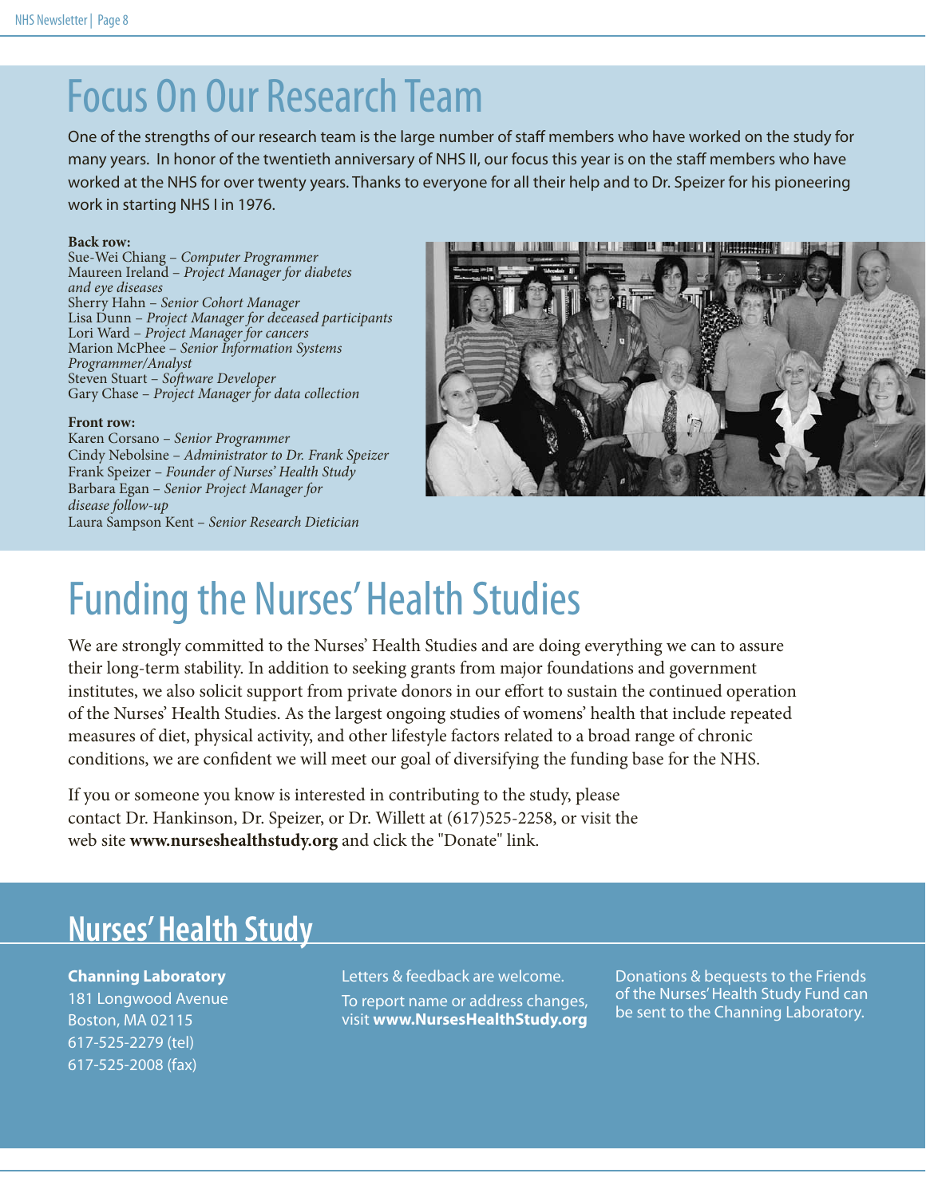# Focus On Our Research Team

One of the strengths of our research team is the large number of staff members who have worked on the study for many years. In honor of the twentieth anniversary of NHS II, our focus this year is on the staff members who have worked at the NHS for over twenty years. Thanks to everyone for all their help and to Dr. Speizer for his pioneering work in starting NHS I in 1976.

**Back row:**
Sue-Wei Chiang – *Computer Programmer*
Maureen Ireland – *Project Manager for diabetes and eye diseases*
Sherry Hahn – *Senior Cohort Manager*
Lisa Dunn – *Project Manager for deceased participants*
Lori Ward – *Project Manager for cancers*
Marion McPhee – *Senior Information Systems Programmer/Analyst*
Steven Stuart – *Software Developer*
Gary Chase – *Project Manager for data collection*

**Front row:**
Karen Corsano – *Senior Programmer*
Cindy Nebolsine – *Administrator to Dr. Frank Speizer*
Frank Speizer – *Founder of Nurses' Health Study*
Barbara Egan – *Senior Project Manager for disease follow-up*
Laura Sampson Kent – *Senior Research Dietician*

# Funding the Nurses' Health Studies

We are strongly committed to the Nurses' Health Studies and are doing everything we can to assure their long-term stability. In addition to seeking grants from major foundations and government institutes, we also solicit support from private donors in our effort to sustain the continued operation of the Nurses' Health Studies. As the largest ongoing studies of womens' health that include repeated measures of diet, physical activity, and other lifestyle factors related to a broad range of chronic conditions, we are confident we will meet our goal of diversifying the funding base for the NHS.

If you or someone you know is interested in contributing to the study, please contact Dr. Hankinson, Dr. Speizer, or Dr. Willett at (617)525-2258, or visit the web site **www.nurseshealthstudy.org** and click the "Donate" link.

## Nurses' Health Study

**Channing Laboratory**
181 Longwood Avenue
Boston, MA 02115
617-525-2279 (tel)
617-525-2008 (fax)

Letters & feedback are welcome.

To report name or address changes, visit **www.NursesHealthStudy.org**

Donations & bequests to the Friends of the Nurses' Health Study Fund can be sent to the Channing Laboratory.